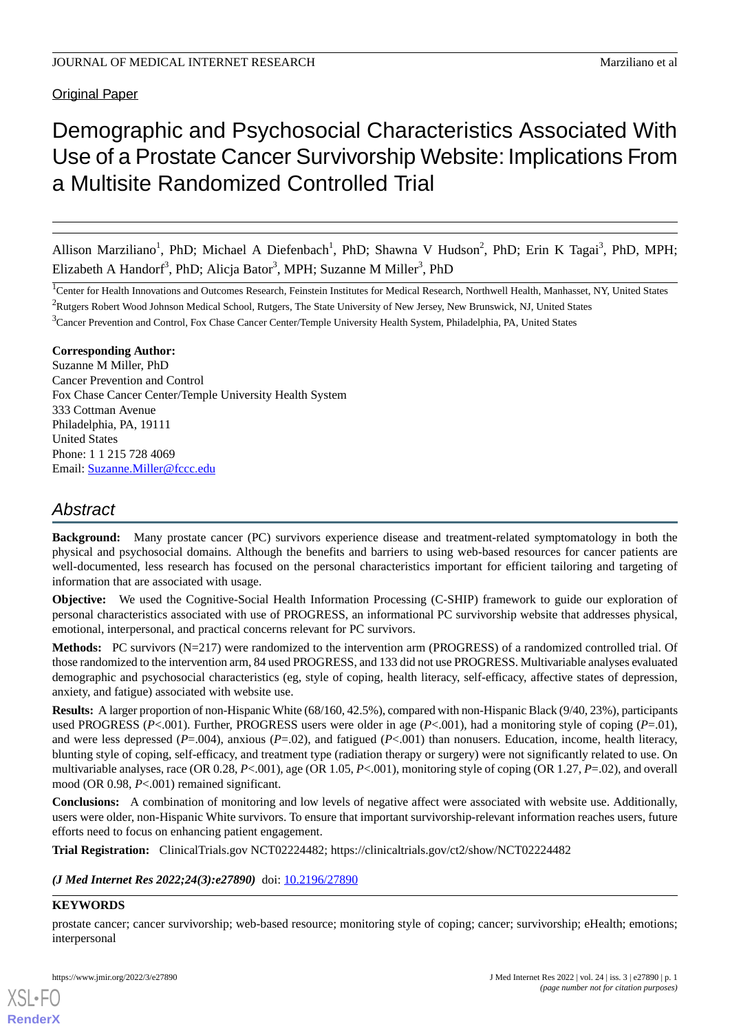Original Paper

# Demographic and Psychosocial Characteristics Associated With Use of a Prostate Cancer Survivorship Website: Implications From a Multisite Randomized Controlled Trial

Allison Marziliano[1], PhD; Michael A Diefenbach[1], PhD; Shawna V Hudson[2], PhD; Erin K Tagai[3], PhD, MPH; Elizabeth A Handorf[3], PhD; Alicja Bator[3], MPH; Suzanne M Miller[3], PhD

[1]Center for Health Innovations and Outcomes Research, Feinstein Institutes for Medical Research, Northwell Health, Manhasset, NY, United States

[2]Rutgers Robert Wood Johnson Medical School, Rutgers, The State University of New Jersey, New Brunswick, NJ, United States

[3]Cancer Prevention and Control, Fox Chase Cancer Center/Temple University Health System, Philadelphia, PA, United States

**Corresponding Author:**
Suzanne M Miller, PhD
Cancer Prevention and Control
Fox Chase Cancer Center/Temple University Health System
333 Cottman Avenue
Philadelphia, PA, 19111
United States
Phone: 1 1 215 728 4069
Email: Suzanne.Miller@fccc.edu

## Abstract

**Background:** Many prostate cancer (PC) survivors experience disease and treatment-related symptomatology in both the physical and psychosocial domains. Although the benefits and barriers to using web-based resources for cancer patients are well-documented, less research has focused on the personal characteristics important for efficient tailoring and targeting of information that are associated with usage.

**Objective:** We used the Cognitive-Social Health Information Processing (C-SHIP) framework to guide our exploration of personal characteristics associated with use of PROGRESS, an informational PC survivorship website that addresses physical, emotional, interpersonal, and practical concerns relevant for PC survivors.

**Methods:** PC survivors (N=217) were randomized to the intervention arm (PROGRESS) of a randomized controlled trial. Of those randomized to the intervention arm, 84 used PROGRESS, and 133 did not use PROGRESS. Multivariable analyses evaluated demographic and psychosocial characteristics (eg, style of coping, health literacy, self-efficacy, affective states of depression, anxiety, and fatigue) associated with website use.

**Results:** A larger proportion of non-Hispanic White (68/160, 42.5%), compared with non-Hispanic Black (9/40, 23%), participants used PROGRESS (*P*<.001). Further, PROGRESS users were older in age (*P*<.001), had a monitoring style of coping (*P*=.01), and were less depressed (*P*=.004), anxious (*P*=.02), and fatigued (*P*<.001) than nonusers. Education, income, health literacy, blunting style of coping, self-efficacy, and treatment type (radiation therapy or surgery) were not significantly related to use. On multivariable analyses, race (OR 0.28, *P*<.001), age (OR 1.05, *P*<.001), monitoring style of coping (OR 1.27, *P*=.02), and overall mood (OR 0.98, *P*<.001) remained significant.

**Conclusions:** A combination of monitoring and low levels of negative affect were associated with website use. Additionally, users were older, non-Hispanic White survivors. To ensure that important survivorship-relevant information reaches users, future efforts need to focus on enhancing patient engagement.

**Trial Registration:** ClinicalTrials.gov NCT02224482; https://clinicaltrials.gov/ct2/show/NCT02224482

***(J Med Internet Res 2022;24(3):e27890)*** doi: 10.2196/27890

**KEYWORDS**

prostate cancer; cancer survivorship; web-based resource; monitoring style of coping; cancer; survivorship; eHealth; emotions; interpersonal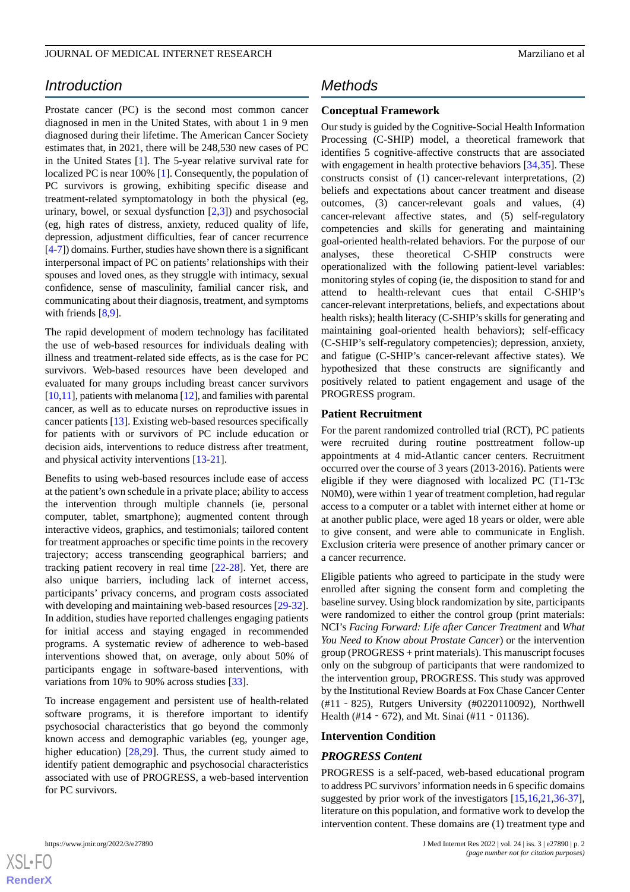## Introduction

Prostate cancer (PC) is the second most common cancer diagnosed in men in the United States, with about 1 in 9 men diagnosed during their lifetime. The American Cancer Society estimates that, in 2021, there will be 248,530 new cases of PC in the United States [1]. The 5-year relative survival rate for localized PC is near 100% [1]. Consequently, the population of PC survivors is growing, exhibiting specific disease and treatment-related symptomatology in both the physical (eg, urinary, bowel, or sexual dysfunction [2,3]) and psychosocial (eg, high rates of distress, anxiety, reduced quality of life, depression, adjustment difficulties, fear of cancer recurrence [4-7]) domains. Further, studies have shown there is a significant interpersonal impact of PC on patients' relationships with their spouses and loved ones, as they struggle with intimacy, sexual confidence, sense of masculinity, familial cancer risk, and communicating about their diagnosis, treatment, and symptoms with friends [8,9].

The rapid development of modern technology has facilitated the use of web-based resources for individuals dealing with illness and treatment-related side effects, as is the case for PC survivors. Web-based resources have been developed and evaluated for many groups including breast cancer survivors [10,11], patients with melanoma [12], and families with parental cancer, as well as to educate nurses on reproductive issues in cancer patients [13]. Existing web-based resources specifically for patients with or survivors of PC include education or decision aids, interventions to reduce distress after treatment, and physical activity interventions [13-21].

Benefits to using web-based resources include ease of access at the patient's own schedule in a private place; ability to access the intervention through multiple channels (ie, personal computer, tablet, smartphone); augmented content through interactive videos, graphics, and testimonials; tailored content for treatment approaches or specific time points in the recovery trajectory; access transcending geographical barriers; and tracking patient recovery in real time [22-28]. Yet, there are also unique barriers, including lack of internet access, participants' privacy concerns, and program costs associated with developing and maintaining web-based resources [29-32]. In addition, studies have reported challenges engaging patients for initial access and staying engaged in recommended programs. A systematic review of adherence to web-based interventions showed that, on average, only about 50% of participants engage in software-based interventions, with variations from 10% to 90% across studies [33].

To increase engagement and persistent use of health-related software programs, it is therefore important to identify psychosocial characteristics that go beyond the commonly known access and demographic variables (eg, younger age, higher education) [28,29]. Thus, the current study aimed to identify patient demographic and psychosocial characteristics associated with use of PROGRESS, a web-based intervention for PC survivors.

## Methods

### Conceptual Framework

Our study is guided by the Cognitive-Social Health Information Processing (C-SHIP) model, a theoretical framework that identifies 5 cognitive-affective constructs that are associated with engagement in health protective behaviors [34,35]. These constructs consist of (1) cancer-relevant interpretations, (2) beliefs and expectations about cancer treatment and disease outcomes, (3) cancer-relevant goals and values, (4) cancer-relevant affective states, and (5) self-regulatory competencies and skills for generating and maintaining goal-oriented health-related behaviors. For the purpose of our analyses, these theoretical C-SHIP constructs were operationalized with the following patient-level variables: monitoring styles of coping (ie, the disposition to stand for and attend to health-relevant cues that entail C-SHIP's cancer-relevant interpretations, beliefs, and expectations about health risks); health literacy (C-SHIP's skills for generating and maintaining goal-oriented health behaviors); self-efficacy (C-SHIP's self-regulatory competencies); depression, anxiety, and fatigue (C-SHIP's cancer-relevant affective states). We hypothesized that these constructs are significantly and positively related to patient engagement and usage of the PROGRESS program.

### Patient Recruitment

For the parent randomized controlled trial (RCT), PC patients were recruited during routine posttreatment follow-up appointments at 4 mid-Atlantic cancer centers. Recruitment occurred over the course of 3 years (2013-2016). Patients were eligible if they were diagnosed with localized PC (T1-T3c N0M0), were within 1 year of treatment completion, had regular access to a computer or a tablet with internet either at home or at another public place, were aged 18 years or older, were able to give consent, and were able to communicate in English. Exclusion criteria were presence of another primary cancer or a cancer recurrence.

Eligible patients who agreed to participate in the study were enrolled after signing the consent form and completing the baseline survey. Using block randomization by site, participants were randomized to either the control group (print materials: NCI's *Facing Forward: Life after Cancer Treatment* and *What You Need to Know about Prostate Cancer*) or the intervention group (PROGRESS + print materials). This manuscript focuses only on the subgroup of participants that were randomized to the intervention group, PROGRESS. This study was approved by the Institutional Review Boards at Fox Chase Cancer Center (#11 - 825), Rutgers University (#0220110092), Northwell Health (#14 - 672), and Mt. Sinai (#11 - 01136).

### Intervention Condition

#### *PROGRESS Content*

PROGRESS is a self-paced, web-based educational program to address PC survivors' information needs in 6 specific domains suggested by prior work of the investigators [15,16,21,36-37], literature on this population, and formative work to develop the intervention content. These domains are (1) treatment type and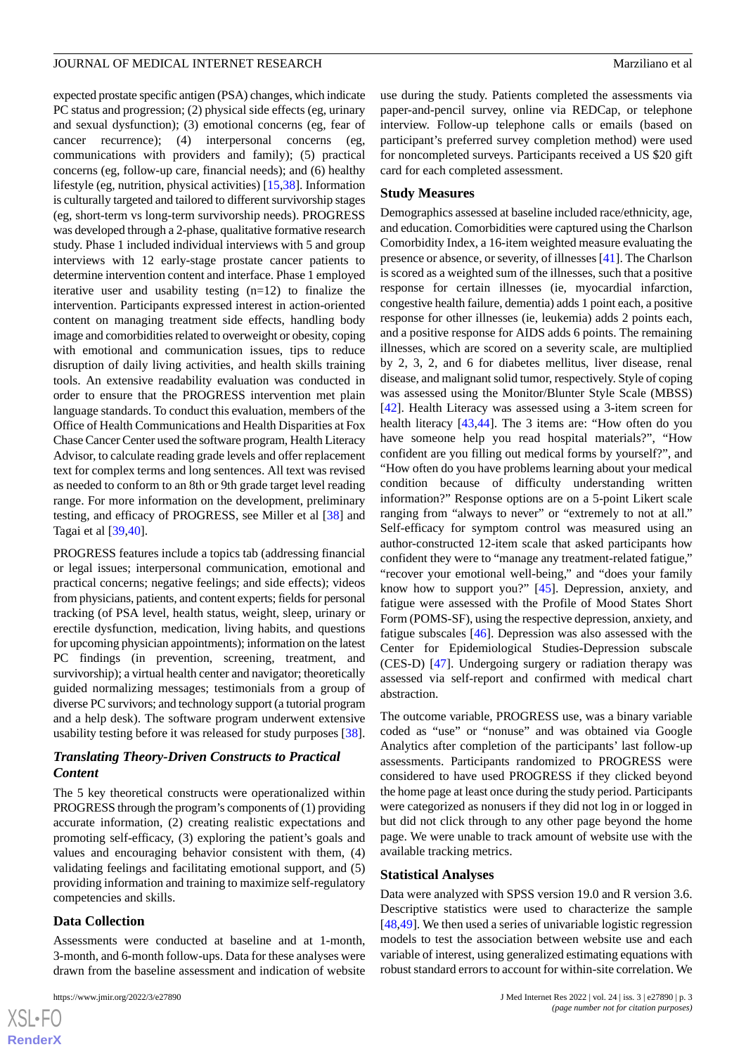expected prostate specific antigen (PSA) changes, which indicate PC status and progression; (2) physical side effects (eg, urinary and sexual dysfunction); (3) emotional concerns (eg, fear of cancer recurrence); (4) interpersonal concerns (eg, communications with providers and family); (5) practical concerns (eg, follow-up care, financial needs); and (6) healthy lifestyle (eg, nutrition, physical activities) [15,38]. Information is culturally targeted and tailored to different survivorship stages (eg, short-term vs long-term survivorship needs). PROGRESS was developed through a 2-phase, qualitative formative research study. Phase 1 included individual interviews with 5 and group interviews with 12 early-stage prostate cancer patients to determine intervention content and interface. Phase 1 employed iterative user and usability testing (n=12) to finalize the intervention. Participants expressed interest in action-oriented content on managing treatment side effects, handling body image and comorbidities related to overweight or obesity, coping with emotional and communication issues, tips to reduce disruption of daily living activities, and health skills training tools. An extensive readability evaluation was conducted in order to ensure that the PROGRESS intervention met plain language standards. To conduct this evaluation, members of the Office of Health Communications and Health Disparities at Fox Chase Cancer Center used the software program, Health Literacy Advisor, to calculate reading grade levels and offer replacement text for complex terms and long sentences. All text was revised as needed to conform to an 8th or 9th grade target level reading range. For more information on the development, preliminary testing, and efficacy of PROGRESS, see Miller et al [38] and Tagai et al [39,40].

PROGRESS features include a topics tab (addressing financial or legal issues; interpersonal communication, emotional and practical concerns; negative feelings; and side effects); videos from physicians, patients, and content experts; fields for personal tracking (of PSA level, health status, weight, sleep, urinary or erectile dysfunction, medication, living habits, and questions for upcoming physician appointments); information on the latest PC findings (in prevention, screening, treatment, and survivorship); a virtual health center and navigator; theoretically guided normalizing messages; testimonials from a group of diverse PC survivors; and technology support (a tutorial program and a help desk). The software program underwent extensive usability testing before it was released for study purposes [38].

### *Translating Theory-Driven Constructs to Practical Content*

The 5 key theoretical constructs were operationalized within PROGRESS through the program's components of (1) providing accurate information, (2) creating realistic expectations and promoting self-efficacy, (3) exploring the patient's goals and values and encouraging behavior consistent with them, (4) validating feelings and facilitating emotional support, and (5) providing information and training to maximize self-regulatory competencies and skills.

### Data Collection

Assessments were conducted at baseline and at 1-month, 3-month, and 6-month follow-ups. Data for these analyses were drawn from the baseline assessment and indication of website use during the study. Patients completed the assessments via paper-and-pencil survey, online via REDCap, or telephone interview. Follow-up telephone calls or emails (based on participant's preferred survey completion method) were used for noncompleted surveys. Participants received a US $20 gift card for each completed assessment.

### Study Measures

Demographics assessed at baseline included race/ethnicity, age, and education. Comorbidities were captured using the Charlson Comorbidity Index, a 16-item weighted measure evaluating the presence or absence, or severity, of illnesses [41]. The Charlson is scored as a weighted sum of the illnesses, such that a positive response for certain illnesses (ie, myocardial infarction, congestive health failure, dementia) adds 1 point each, a positive response for other illnesses (ie, leukemia) adds 2 points each, and a positive response for AIDS adds 6 points. The remaining illnesses, which are scored on a severity scale, are multiplied by 2, 3, 2, and 6 for diabetes mellitus, liver disease, renal disease, and malignant solid tumor, respectively. Style of coping was assessed using the Monitor/Blunter Style Scale (MBSS) [42]. Health Literacy was assessed using a 3-item screen for health literacy [43,44]. The 3 items are: "How often do you have someone help you read hospital materials?", "How confident are you filling out medical forms by yourself?", and "How often do you have problems learning about your medical condition because of difficulty understanding written information?" Response options are on a 5-point Likert scale ranging from "always to never" or "extremely to not at all." Self-efficacy for symptom control was measured using an author-constructed 12-item scale that asked participants how confident they were to "manage any treatment-related fatigue," "recover your emotional well-being," and "does your family know how to support you?" [45]. Depression, anxiety, and fatigue were assessed with the Profile of Mood States Short Form (POMS-SF), using the respective depression, anxiety, and fatigue subscales [46]. Depression was also assessed with the Center for Epidemiological Studies-Depression subscale (CES-D) [47]. Undergoing surgery or radiation therapy was assessed via self-report and confirmed with medical chart abstraction.

The outcome variable, PROGRESS use, was a binary variable coded as "use" or "nonuse" and was obtained via Google Analytics after completion of the participants' last follow-up assessments. Participants randomized to PROGRESS were considered to have used PROGRESS if they clicked beyond the home page at least once during the study period. Participants were categorized as nonusers if they did not log in or logged in but did not click through to any other page beyond the home page. We were unable to track amount of website use with the available tracking metrics.

### Statistical Analyses

Data were analyzed with SPSS version 19.0 and R version 3.6. Descriptive statistics were used to characterize the sample [48,49]. We then used a series of univariable logistic regression models to test the association between website use and each variable of interest, using generalized estimating equations with robust standard errors to account for within-site correlation. We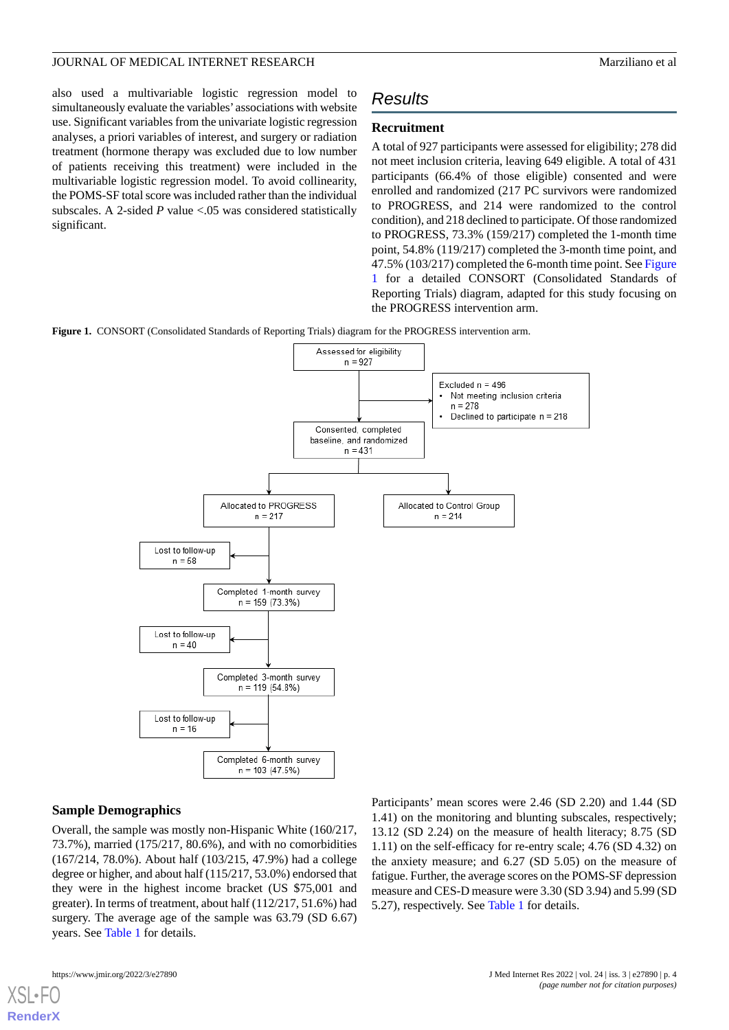also used a multivariable logistic regression model to simultaneously evaluate the variables' associations with website use. Significant variables from the univariate logistic regression analyses, a priori variables of interest, and surgery or radiation treatment (hormone therapy was excluded due to low number of patients receiving this treatment) were included in the multivariable logistic regression model. To avoid collinearity, the POMS-SF total score was included rather than the individual subscales. A 2-sided *P* value <.05 was considered statistically significant.

## Results

### Recruitment

A total of 927 participants were assessed for eligibility; 278 did not meet inclusion criteria, leaving 649 eligible. A total of 431 participants (66.4% of those eligible) consented and were enrolled and randomized (217 PC survivors were randomized to PROGRESS, and 214 were randomized to the control condition), and 218 declined to participate. Of those randomized to PROGRESS, 73.3% (159/217) completed the 1-month time point, 54.8% (119/217) completed the 3-month time point, and 47.5% (103/217) completed the 6-month time point. See Figure 1 for a detailed CONSORT (Consolidated Standards of Reporting Trials) diagram, adapted for this study focusing on the PROGRESS intervention arm.

**Figure 1.** CONSORT (Consolidated Standards of Reporting Trials) diagram for the PROGRESS intervention arm.

- Assessed for eligibility n = 927
- Excluded n = 496
  - Not meeting inclusion criteria n = 278
  - Declined to participate n = 218
- Consented, completed baseline, and randomized n = 431
- Allocated to PROGRESS n = 217
- Allocated to Control Group n = 214
- Lost to follow-up n = 58
- Completed 1-month survey n = 159 (73.3%)
- Lost to follow-up n = 40
- Completed 3-month survey n = 119 (54.8%)
- Lost to follow-up n = 16
- Completed 6-month survey n = 103 (47.5%)

### Sample Demographics

Overall, the sample was mostly non-Hispanic White (160/217, 73.7%), married (175/217, 80.6%), and with no comorbidities (167/214, 78.0%). About half (103/215, 47.9%) had a college degree or higher, and about half (115/217, 53.0%) endorsed that they were in the highest income bracket (US $75,001 and greater). In terms of treatment, about half (112/217, 51.6%) had surgery. The average age of the sample was 63.79 (SD 6.67) years. See Table 1 for details.

Participants' mean scores were 2.46 (SD 2.20) and 1.44 (SD 1.41) on the monitoring and blunting subscales, respectively; 13.12 (SD 2.24) on the measure of health literacy; 8.75 (SD 1.11) on the self-efficacy for re-entry scale; 4.76 (SD 4.32) on the anxiety measure; and 6.27 (SD 5.05) on the measure of fatigue. Further, the average scores on the POMS-SF depression measure and CES-D measure were 3.30 (SD 3.94) and 5.99 (SD 5.27), respectively. See Table 1 for details.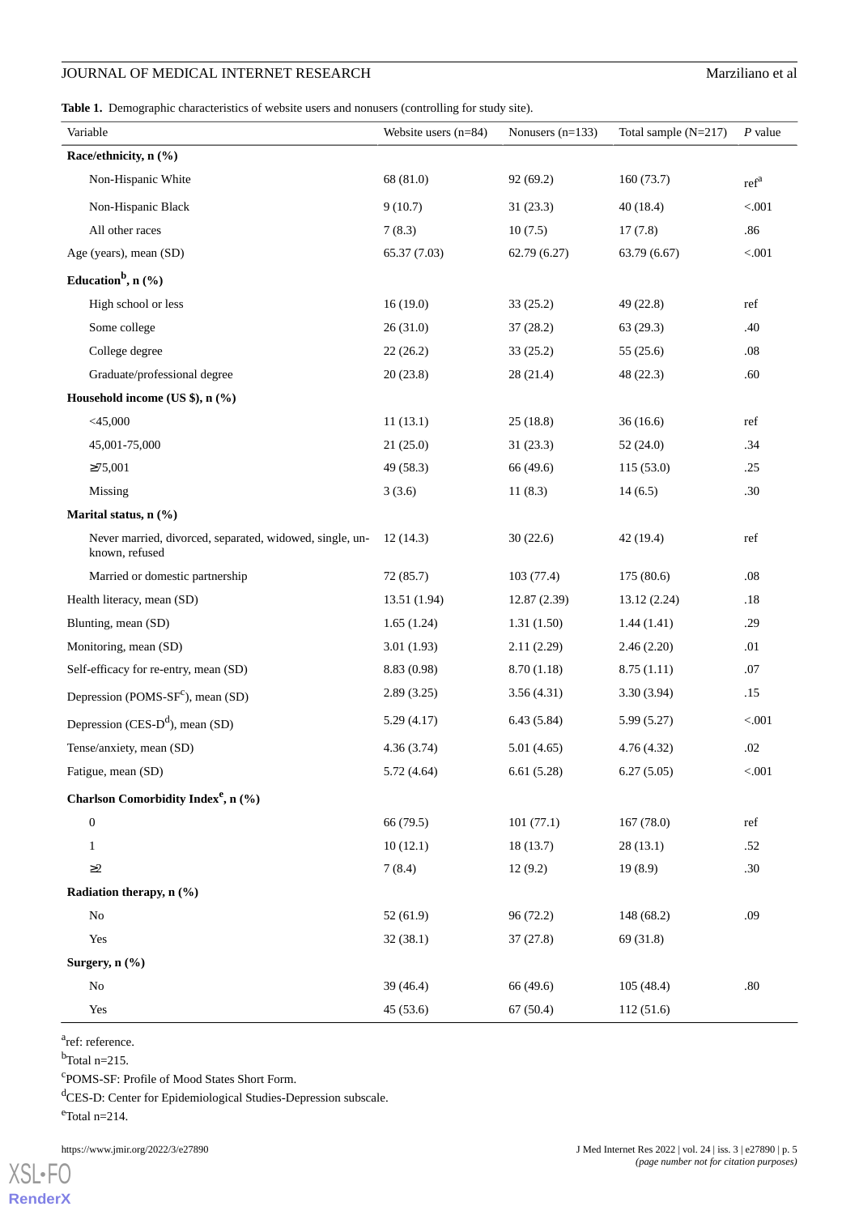**Table 1.** Demographic characteristics of website users and nonusers (controlling for study site).

| Variable | Website users (n=84) | Nonusers (n=133) | Total sample (N=217) | *P* value |
|---|---|---|---|---|
| **Race/ethnicity, n (%)** | | | | |
| Non-Hispanic White | 68 (81.0) | 92 (69.2) | 160 (73.7) | ref[a] |
| Non-Hispanic Black | 9 (10.7) | 31 (23.3) | 40 (18.4) | <.001 |
| All other races | 7 (8.3) | 10 (7.5) | 17 (7.8) | .86 |
| Age (years), mean (SD) | 65.37 (7.03) | 62.79 (6.27) | 63.79 (6.67) | <.001 |
| **Education[b], n (%)** | | | | |
| High school or less | 16 (19.0) | 33 (25.2) | 49 (22.8) | ref |
| Some college | 26 (31.0) | 37 (28.2) | 63 (29.3) | .40 |
| College degree | 22 (26.2) | 33 (25.2) | 55 (25.6) | .08 |
| Graduate/professional degree | 20 (23.8) | 28 (21.4) | 48 (22.3) | .60 |
| **Household income (US $), n (%)** | | | | |
| <45,000 | 11 (13.1) | 25 (18.8) | 36 (16.6) | ref |
| 45,001-75,000 | 21 (25.0) | 31 (23.3) | 52 (24.0) | .34 |
| ≥75,001 | 49 (58.3) | 66 (49.6) | 115 (53.0) | .25 |
| Missing | 3 (3.6) | 11 (8.3) | 14 (6.5) | .30 |
| **Marital status, n (%)** | | | | |
| Never married, divorced, separated, widowed, single, unknown, refused | 12 (14.3) | 30 (22.6) | 42 (19.4) | ref |
| Married or domestic partnership | 72 (85.7) | 103 (77.4) | 175 (80.6) | .08 |
| Health literacy, mean (SD) | 13.51 (1.94) | 12.87 (2.39) | 13.12 (2.24) | .18 |
| Blunting, mean (SD) | 1.65 (1.24) | 1.31 (1.50) | 1.44 (1.41) | .29 |
| Monitoring, mean (SD) | 3.01 (1.93) | 2.11 (2.29) | 2.46 (2.20) | .01 |
| Self-efficacy for re-entry, mean (SD) | 8.83 (0.98) | 8.70 (1.18) | 8.75 (1.11) | .07 |
| Depression (POMS-SF[c]), mean (SD) | 2.89 (3.25) | 3.56 (4.31) | 3.30 (3.94) | .15 |
| Depression (CES-D[d]), mean (SD) | 5.29 (4.17) | 6.43 (5.84) | 5.99 (5.27) | <.001 |
| Tense/anxiety, mean (SD) | 4.36 (3.74) | 5.01 (4.65) | 4.76 (4.32) | .02 |
| Fatigue, mean (SD) | 5.72 (4.64) | 6.61 (5.28) | 6.27 (5.05) | <.001 |
| **Charlson Comorbidity Index[e], n (%)** | | | | |
| 0 | 66 (79.5) | 101 (77.1) | 167 (78.0) | ref |
| 1 | 10 (12.1) | 18 (13.7) | 28 (13.1) | .52 |
| ≥2 | 7 (8.4) | 12 (9.2) | 19 (8.9) | .30 |
| **Radiation therapy, n (%)** | | | | |
| No | 52 (61.9) | 96 (72.2) | 148 (68.2) | .09 |
| Yes | 32 (38.1) | 37 (27.8) | 69 (31.8) | |
| **Surgery, n (%)** | | | | |
| No | 39 (46.4) | 66 (49.6) | 105 (48.4) | .80 |
| Yes | 45 (53.6) | 67 (50.4) | 112 (51.6) | |

[a]ref: reference.

[b]Total n=215.

[c]POMS-SF: Profile of Mood States Short Form.

[d]CES-D: Center for Epidemiological Studies-Depression subscale.

[e]Total n=214.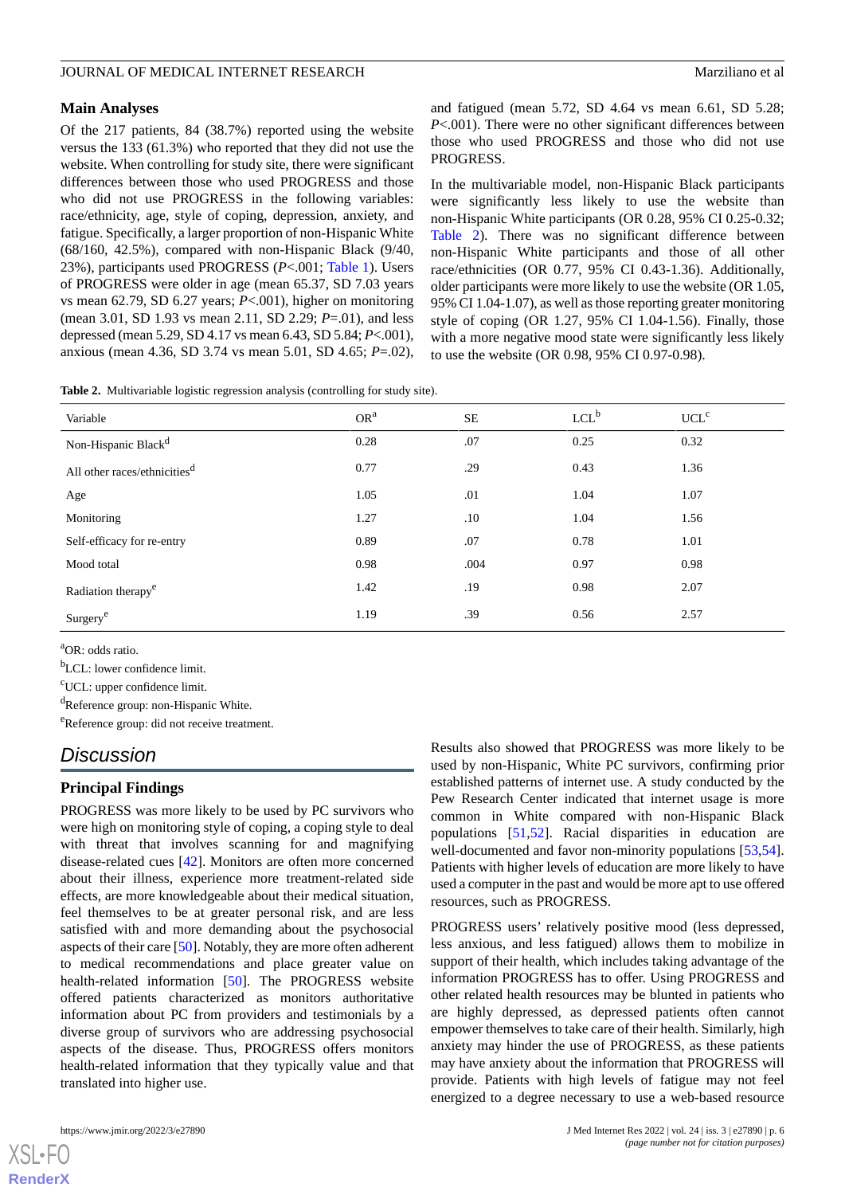### Main Analyses

Of the 217 patients, 84 (38.7%) reported using the website versus the 133 (61.3%) who reported that they did not use the website. When controlling for study site, there were significant differences between those who used PROGRESS and those who did not use PROGRESS in the following variables: race/ethnicity, age, style of coping, depression, anxiety, and fatigue. Specifically, a larger proportion of non-Hispanic White (68/160, 42.5%), compared with non-Hispanic Black (9/40, 23%), participants used PROGRESS (*P*<.001; Table 1). Users of PROGRESS were older in age (mean 65.37, SD 7.03 years vs mean 62.79, SD 6.27 years; *P*<.001), higher on monitoring (mean 3.01, SD 1.93 vs mean 2.11, SD 2.29; *P*=.01), and less depressed (mean 5.29, SD 4.17 vs mean 6.43, SD 5.84; *P*<.001), anxious (mean 4.36, SD 3.74 vs mean 5.01, SD 4.65; *P*=.02), and fatigued (mean 5.72, SD 4.64 vs mean 6.61, SD 5.28; *P*<.001). There were no other significant differences between those who used PROGRESS and those who did not use PROGRESS.

In the multivariable model, non-Hispanic Black participants were significantly less likely to use the website than non-Hispanic White participants (OR 0.28, 95% CI 0.25-0.32; Table 2). There was no significant difference between non-Hispanic White participants and those of all other race/ethnicities (OR 0.77, 95% CI 0.43-1.36). Additionally, older participants were more likely to use the website (OR 1.05, 95% CI 1.04-1.07), as well as those reporting greater monitoring style of coping (OR 1.27, 95% CI 1.04-1.56). Finally, those with a more negative mood state were significantly less likely to use the website (OR 0.98, 95% CI 0.97-0.98).

**Table 2.** Multivariable logistic regression analysis (controlling for study site).

| Variable | OR[a] | SE | LCL[b] | UCL[c] |
|---|---|---|---|---|
| Non-Hispanic Black[d] | 0.28 | .07 | 0.25 | 0.32 |
| All other races/ethnicities[d] | 0.77 | .29 | 0.43 | 1.36 |
| Age | 1.05 | .01 | 1.04 | 1.07 |
| Monitoring | 1.27 | .10 | 1.04 | 1.56 |
| Self-efficacy for re-entry | 0.89 | .07 | 0.78 | 1.01 |
| Mood total | 0.98 | .004 | 0.97 | 0.98 |
| Radiation therapy[e] | 1.42 | .19 | 0.98 | 2.07 |
| Surgery[e] | 1.19 | .39 | 0.56 | 2.57 |

[a]OR: odds ratio.

[b]LCL: lower confidence limit.

[c]UCL: upper confidence limit.

[d]Reference group: non-Hispanic White.

[e]Reference group: did not receive treatment.

## Discussion

### Principal Findings

PROGRESS was more likely to be used by PC survivors who were high on monitoring style of coping, a coping style to deal with threat that involves scanning for and magnifying disease-related cues [42]. Monitors are often more concerned about their illness, experience more treatment-related side effects, are more knowledgeable about their medical situation, feel themselves to be at greater personal risk, and are less satisfied with and more demanding about the psychosocial aspects of their care [50]. Notably, they are more often adherent to medical recommendations and place greater value on health-related information [50]. The PROGRESS website offered patients characterized as monitors authoritative information about PC from providers and testimonials by a diverse group of survivors who are addressing psychosocial aspects of the disease. Thus, PROGRESS offers monitors health-related information that they typically value and that translated into higher use.

Results also showed that PROGRESS was more likely to be used by non-Hispanic, White PC survivors, confirming prior established patterns of internet use. A study conducted by the Pew Research Center indicated that internet usage is more common in White compared with non-Hispanic Black populations [51,52]. Racial disparities in education are well-documented and favor non-minority populations [53,54]. Patients with higher levels of education are more likely to have used a computer in the past and would be more apt to use offered resources, such as PROGRESS.

PROGRESS users' relatively positive mood (less depressed, less anxious, and less fatigued) allows them to mobilize in support of their health, which includes taking advantage of the information PROGRESS has to offer. Using PROGRESS and other related health resources may be blunted in patients who are highly depressed, as depressed patients often cannot empower themselves to take care of their health. Similarly, high anxiety may hinder the use of PROGRESS, as these patients may have anxiety about the information that PROGRESS will provide. Patients with high levels of fatigue may not feel energized to a degree necessary to use a web-based resource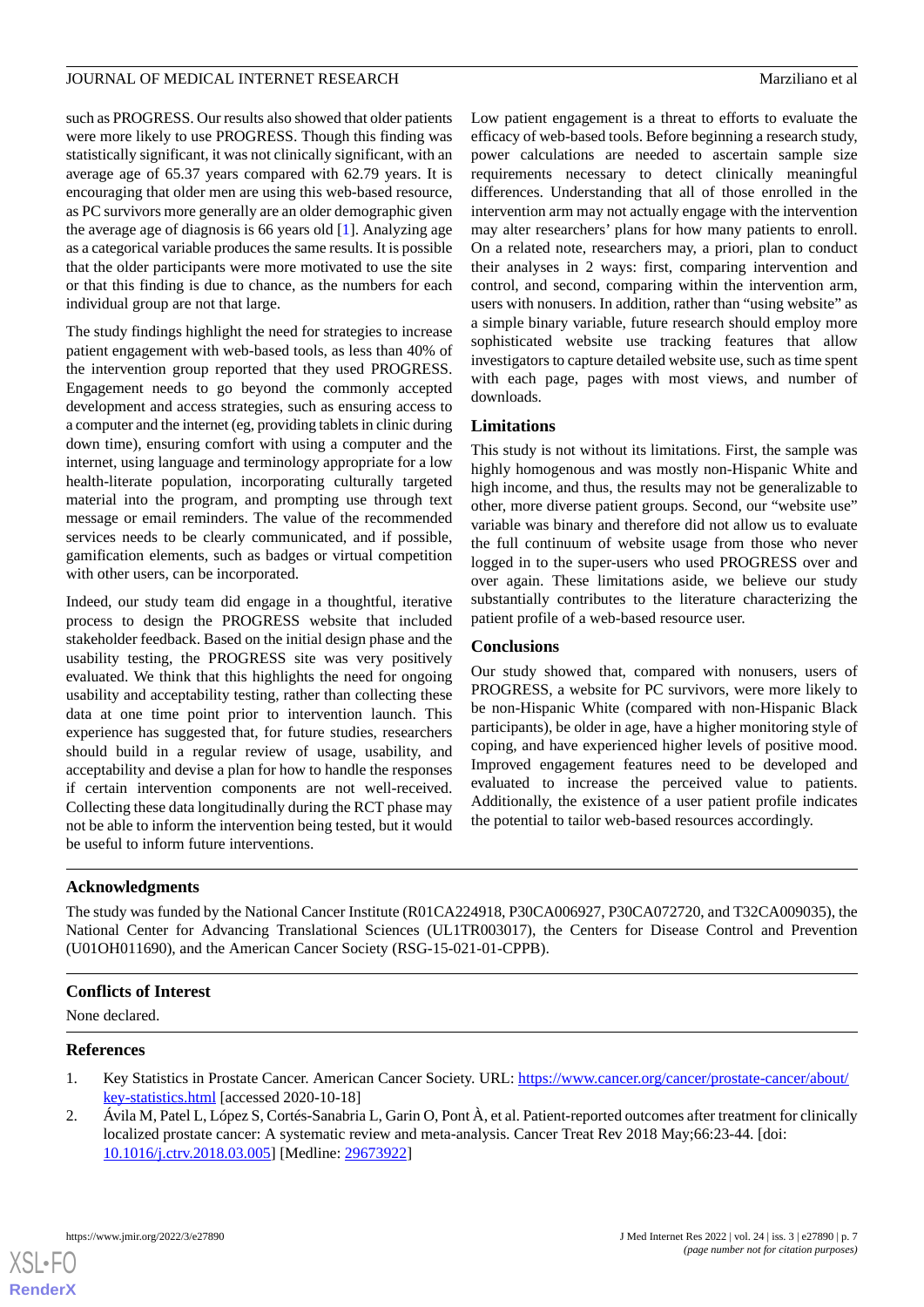such as PROGRESS. Our results also showed that older patients were more likely to use PROGRESS. Though this finding was statistically significant, it was not clinically significant, with an average age of 65.37 years compared with 62.79 years. It is encouraging that older men are using this web-based resource, as PC survivors more generally are an older demographic given the average age of diagnosis is 66 years old [1]. Analyzing age as a categorical variable produces the same results. It is possible that the older participants were more motivated to use the site or that this finding is due to chance, as the numbers for each individual group are not that large.

The study findings highlight the need for strategies to increase patient engagement with web-based tools, as less than 40% of the intervention group reported that they used PROGRESS. Engagement needs to go beyond the commonly accepted development and access strategies, such as ensuring access to a computer and the internet (eg, providing tablets in clinic during down time), ensuring comfort with using a computer and the internet, using language and terminology appropriate for a low health-literate population, incorporating culturally targeted material into the program, and prompting use through text message or email reminders. The value of the recommended services needs to be clearly communicated, and if possible, gamification elements, such as badges or virtual competition with other users, can be incorporated.

Indeed, our study team did engage in a thoughtful, iterative process to design the PROGRESS website that included stakeholder feedback. Based on the initial design phase and the usability testing, the PROGRESS site was very positively evaluated. We think that this highlights the need for ongoing usability and acceptability testing, rather than collecting these data at one time point prior to intervention launch. This experience has suggested that, for future studies, researchers should build in a regular review of usage, usability, and acceptability and devise a plan for how to handle the responses if certain intervention components are not well-received. Collecting these data longitudinally during the RCT phase may not be able to inform the intervention being tested, but it would be useful to inform future interventions.

Low patient engagement is a threat to efforts to evaluate the efficacy of web-based tools. Before beginning a research study, power calculations are needed to ascertain sample size requirements necessary to detect clinically meaningful differences. Understanding that all of those enrolled in the intervention arm may not actually engage with the intervention may alter researchers' plans for how many patients to enroll. On a related note, researchers may, a priori, plan to conduct their analyses in 2 ways: first, comparing intervention and control, and second, comparing within the intervention arm, users with nonusers. In addition, rather than "using website" as a simple binary variable, future research should employ more sophisticated website use tracking features that allow investigators to capture detailed website use, such as time spent with each page, pages with most views, and number of downloads.

### Limitations

This study is not without its limitations. First, the sample was highly homogenous and was mostly non-Hispanic White and high income, and thus, the results may not be generalizable to other, more diverse patient groups. Second, our "website use" variable was binary and therefore did not allow us to evaluate the full continuum of website usage from those who never logged in to the super-users who used PROGRESS over and over again. These limitations aside, we believe our study substantially contributes to the literature characterizing the patient profile of a web-based resource user.

### Conclusions

Our study showed that, compared with nonusers, users of PROGRESS, a website for PC survivors, were more likely to be non-Hispanic White (compared with non-Hispanic Black participants), be older in age, have a higher monitoring style of coping, and have experienced higher levels of positive mood. Improved engagement features need to be developed and evaluated to increase the perceived value to patients. Additionally, the existence of a user patient profile indicates the potential to tailor web-based resources accordingly.

## Acknowledgments

The study was funded by the National Cancer Institute (R01CA224918, P30CA006927, P30CA072720, and T32CA009035), the National Center for Advancing Translational Sciences (UL1TR003017), the Centers for Disease Control and Prevention (U01OH011690), and the American Cancer Society (RSG-15-021-01-CPPB).

## Conflicts of Interest

None declared.

## References

1. Key Statistics in Prostate Cancer. American Cancer Society. URL: https://www.cancer.org/cancer/prostate-cancer/about/key-statistics.html [accessed 2020-10-18]
2. Ávila M, Patel L, López S, Cortés-Sanabria L, Garin O, Pont À, et al. Patient-reported outcomes after treatment for clinically localized prostate cancer: A systematic review and meta-analysis. Cancer Treat Rev 2018 May;66:23-44. [doi: 10.1016/j.ctrv.2018.03.005] [Medline: 29673922]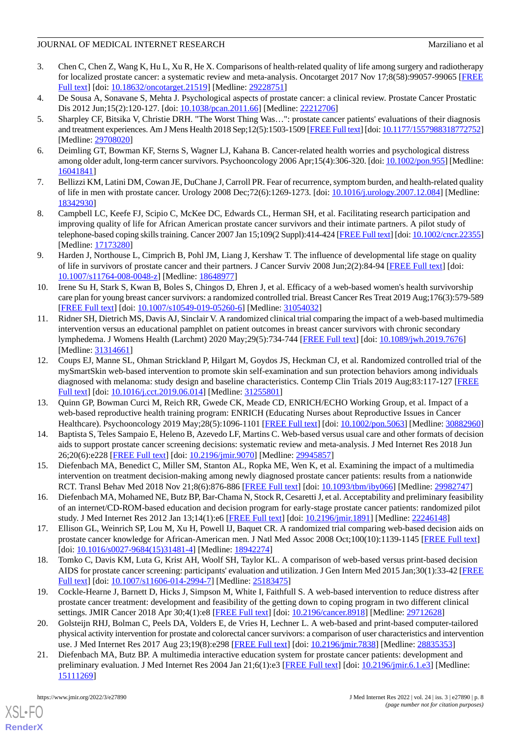3. Chen C, Chen Z, Wang K, Hu L, Xu R, He X. Comparisons of health-related quality of life among surgery and radiotherapy for localized prostate cancer: a systematic review and meta-analysis. Oncotarget 2017 Nov 17;8(58):99057-99065 [FREE Full text] [doi: 10.18632/oncotarget.21519] [Medline: 29228751]
4. De Sousa A, Sonavane S, Mehta J. Psychological aspects of prostate cancer: a clinical review. Prostate Cancer Prostatic Dis 2012 Jun;15(2):120-127. [doi: 10.1038/pcan.2011.66] [Medline: 22212706]
5. Sharpley CF, Bitsika V, Christie DRH. "The Worst Thing Was…": prostate cancer patients' evaluations of their diagnosis and treatment experiences. Am J Mens Health 2018 Sep;12(5):1503-1509 [FREE Full text] [doi: 10.1177/1557988318772752] [Medline: 29708020]
6. Deimling GT, Bowman KF, Sterns S, Wagner LJ, Kahana B. Cancer-related health worries and psychological distress among older adult, long-term cancer survivors. Psychooncology 2006 Apr;15(4):306-320. [doi: 10.1002/pon.955] [Medline: 16041841]
7. Bellizzi KM, Latini DM, Cowan JE, DuChane J, Carroll PR. Fear of recurrence, symptom burden, and health-related quality of life in men with prostate cancer. Urology 2008 Dec;72(6):1269-1273. [doi: 10.1016/j.urology.2007.12.084] [Medline: 18342930]
8. Campbell LC, Keefe FJ, Scipio C, McKee DC, Edwards CL, Herman SH, et al. Facilitating research participation and improving quality of life for African American prostate cancer survivors and their intimate partners. A pilot study of telephone-based coping skills training. Cancer 2007 Jan 15;109(2 Suppl):414-424 [FREE Full text] [doi: 10.1002/cncr.22355] [Medline: 17173280]
9. Harden J, Northouse L, Cimprich B, Pohl JM, Liang J, Kershaw T. The influence of developmental life stage on quality of life in survivors of prostate cancer and their partners. J Cancer Surviv 2008 Jun;2(2):84-94 [FREE Full text] [doi: 10.1007/s11764-008-0048-z] [Medline: 18648977]
10. Irene Su H, Stark S, Kwan B, Boles S, Chingos D, Ehren J, et al. Efficacy of a web-based women's health survivorship care plan for young breast cancer survivors: a randomized controlled trial. Breast Cancer Res Treat 2019 Aug;176(3):579-589 [FREE Full text] [doi: 10.1007/s10549-019-05260-6] [Medline: 31054032]
11. Ridner SH, Dietrich MS, Davis AJ, Sinclair V. A randomized clinical trial comparing the impact of a web-based multimedia intervention versus an educational pamphlet on patient outcomes in breast cancer survivors with chronic secondary lymphedema. J Womens Health (Larchmt) 2020 May;29(5):734-744 [FREE Full text] [doi: 10.1089/jwh.2019.7676] [Medline: 31314661]
12. Coups EJ, Manne SL, Ohman Strickland P, Hilgart M, Goydos JS, Heckman CJ, et al. Randomized controlled trial of the mySmartSkin web-based intervention to promote skin self-examination and sun protection behaviors among individuals diagnosed with melanoma: study design and baseline characteristics. Contemp Clin Trials 2019 Aug;83:117-127 [FREE Full text] [doi: 10.1016/j.cct.2019.06.014] [Medline: 31255801]
13. Quinn GP, Bowman Curci M, Reich RR, Gwede CK, Meade CD, ENRICH/ECHO Working Group, et al. Impact of a web-based reproductive health training program: ENRICH (Educating Nurses about Reproductive Issues in Cancer Healthcare). Psychooncology 2019 May;28(5):1096-1101 [FREE Full text] [doi: 10.1002/pon.5063] [Medline: 30882960]
14. Baptista S, Teles Sampaio E, Heleno B, Azevedo LF, Martins C. Web-based versus usual care and other formats of decision aids to support prostate cancer screening decisions: systematic review and meta-analysis. J Med Internet Res 2018 Jun 26;20(6):e228 [FREE Full text] [doi: 10.2196/jmir.9070] [Medline: 29945857]
15. Diefenbach MA, Benedict C, Miller SM, Stanton AL, Ropka ME, Wen K, et al. Examining the impact of a multimedia intervention on treatment decision-making among newly diagnosed prostate cancer patients: results from a nationwide RCT. Transl Behav Med 2018 Nov 21;8(6):876-886 [FREE Full text] [doi: 10.1093/tbm/iby066] [Medline: 29982747]
16. Diefenbach MA, Mohamed NE, Butz BP, Bar-Chama N, Stock R, Cesaretti J, et al. Acceptability and preliminary feasibility of an internet/CD-ROM-based education and decision program for early-stage prostate cancer patients: randomized pilot study. J Med Internet Res 2012 Jan 13;14(1):e6 [FREE Full text] [doi: 10.2196/jmir.1891] [Medline: 22246148]
17. Ellison GL, Weinrich SP, Lou M, Xu H, Powell IJ, Baquet CR. A randomized trial comparing web-based decision aids on prostate cancer knowledge for African-American men. J Natl Med Assoc 2008 Oct;100(10):1139-1145 [FREE Full text] [doi: 10.1016/s0027-9684(15)31481-4] [Medline: 18942274]
18. Tomko C, Davis KM, Luta G, Krist AH, Woolf SH, Taylor KL. A comparison of web-based versus print-based decision AIDS for prostate cancer screening: participants' evaluation and utilization. J Gen Intern Med 2015 Jan;30(1):33-42 [FREE Full text] [doi: 10.1007/s11606-014-2994-7] [Medline: 25183475]
19. Cockle-Hearne J, Barnett D, Hicks J, Simpson M, White I, Faithfull S. A web-based intervention to reduce distress after prostate cancer treatment: development and feasibility of the getting down to coping program in two different clinical settings. JMIR Cancer 2018 Apr 30;4(1):e8 [FREE Full text] [doi: 10.2196/cancer.8918] [Medline: 29712628]
20. Golsteijn RHJ, Bolman C, Peels DA, Volders E, de Vries H, Lechner L. A web-based and print-based computer-tailored physical activity intervention for prostate and colorectal cancer survivors: a comparison of user characteristics and intervention use. J Med Internet Res 2017 Aug 23;19(8):e298 [FREE Full text] [doi: 10.2196/jmir.7838] [Medline: 28835353]
21. Diefenbach MA, Butz BP. A multimedia interactive education system for prostate cancer patients: development and preliminary evaluation. J Med Internet Res 2004 Jan 21;6(1):e3 [FREE Full text] [doi: 10.2196/jmir.6.1.e3] [Medline: 15111269]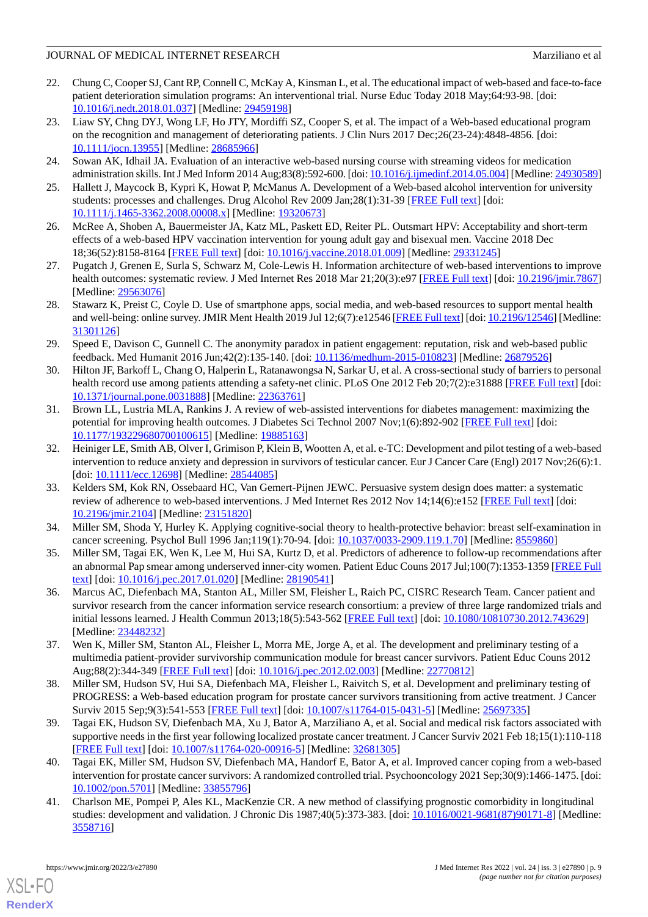22. Chung C, Cooper SJ, Cant RP, Connell C, McKay A, Kinsman L, et al. The educational impact of web-based and face-to-face patient deterioration simulation programs: An interventional trial. Nurse Educ Today 2018 May;64:93-98. [doi: 10.1016/j.nedt.2018.01.037] [Medline: 29459198]
23. Liaw SY, Chng DYJ, Wong LF, Ho JTY, Mordiffi SZ, Cooper S, et al. The impact of a Web-based educational program on the recognition and management of deteriorating patients. J Clin Nurs 2017 Dec;26(23-24):4848-4856. [doi: 10.1111/jocn.13955] [Medline: 28685966]
24. Sowan AK, Idhail JA. Evaluation of an interactive web-based nursing course with streaming videos for medication administration skills. Int J Med Inform 2014 Aug;83(8):592-600. [doi: 10.1016/j.ijmedinf.2014.05.004] [Medline: 24930589]
25. Hallett J, Maycock B, Kypri K, Howat P, McManus A. Development of a Web-based alcohol intervention for university students: processes and challenges. Drug Alcohol Rev 2009 Jan;28(1):31-39 [FREE Full text] [doi: 10.1111/j.1465-3362.2008.00008.x] [Medline: 19320673]
26. McRee A, Shoben A, Bauermeister JA, Katz ML, Paskett ED, Reiter PL. Outsmart HPV: Acceptability and short-term effects of a web-based HPV vaccination intervention for young adult gay and bisexual men. Vaccine 2018 Dec 18;36(52):8158-8164 [FREE Full text] [doi: 10.1016/j.vaccine.2018.01.009] [Medline: 29331245]
27. Pugatch J, Grenen E, Surla S, Schwarz M, Cole-Lewis H. Information architecture of web-based interventions to improve health outcomes: systematic review. J Med Internet Res 2018 Mar 21;20(3):e97 [FREE Full text] [doi: 10.2196/jmir.7867] [Medline: 29563076]
28. Stawarz K, Preist C, Coyle D. Use of smartphone apps, social media, and web-based resources to support mental health and well-being: online survey. JMIR Ment Health 2019 Jul 12;6(7):e12546 [FREE Full text] [doi: 10.2196/12546] [Medline: 31301126]
29. Speed E, Davison C, Gunnell C. The anonymity paradox in patient engagement: reputation, risk and web-based public feedback. Med Humanit 2016 Jun;42(2):135-140. [doi: 10.1136/medhum-2015-010823] [Medline: 26879526]
30. Hilton JF, Barkoff L, Chang O, Halperin L, Ratanawongsa N, Sarkar U, et al. A cross-sectional study of barriers to personal health record use among patients attending a safety-net clinic. PLoS One 2012 Feb 20;7(2):e31888 [FREE Full text] [doi: 10.1371/journal.pone.0031888] [Medline: 22363761]
31. Brown LL, Lustria MLA, Rankins J. A review of web-assisted interventions for diabetes management: maximizing the potential for improving health outcomes. J Diabetes Sci Technol 2007 Nov;1(6):892-902 [FREE Full text] [doi: 10.1177/193229680700100615] [Medline: 19885163]
32. Heiniger LE, Smith AB, Olver I, Grimison P, Klein B, Wootten A, et al. e-TC: Development and pilot testing of a web-based intervention to reduce anxiety and depression in survivors of testicular cancer. Eur J Cancer Care (Engl) 2017 Nov;26(6):1. [doi: 10.1111/ecc.12698] [Medline: 28544085]
33. Kelders SM, Kok RN, Ossebaard HC, Van Gemert-Pijnen JEWC. Persuasive system design does matter: a systematic review of adherence to web-based interventions. J Med Internet Res 2012 Nov 14;14(6):e152 [FREE Full text] [doi: 10.2196/jmir.2104] [Medline: 23151820]
34. Miller SM, Shoda Y, Hurley K. Applying cognitive-social theory to health-protective behavior: breast self-examination in cancer screening. Psychol Bull 1996 Jan;119(1):70-94. [doi: 10.1037/0033-2909.119.1.70] [Medline: 8559860]
35. Miller SM, Tagai EK, Wen K, Lee M, Hui SA, Kurtz D, et al. Predictors of adherence to follow-up recommendations after an abnormal Pap smear among underserved inner-city women. Patient Educ Couns 2017 Jul;100(7):1353-1359 [FREE Full text] [doi: 10.1016/j.pec.2017.01.020] [Medline: 28190541]
36. Marcus AC, Diefenbach MA, Stanton AL, Miller SM, Fleisher L, Raich PC, CISRC Research Team. Cancer patient and survivor research from the cancer information service research consortium: a preview of three large randomized trials and initial lessons learned. J Health Commun 2013;18(5):543-562 [FREE Full text] [doi: 10.1080/10810730.2012.743629] [Medline: 23448232]
37. Wen K, Miller SM, Stanton AL, Fleisher L, Morra ME, Jorge A, et al. The development and preliminary testing of a multimedia patient-provider survivorship communication module for breast cancer survivors. Patient Educ Couns 2012 Aug;88(2):344-349 [FREE Full text] [doi: 10.1016/j.pec.2012.02.003] [Medline: 22770812]
38. Miller SM, Hudson SV, Hui SA, Diefenbach MA, Fleisher L, Raivitch S, et al. Development and preliminary testing of PROGRESS: a Web-based education program for prostate cancer survivors transitioning from active treatment. J Cancer Surviv 2015 Sep;9(3):541-553 [FREE Full text] [doi: 10.1007/s11764-015-0431-5] [Medline: 25697335]
39. Tagai EK, Hudson SV, Diefenbach MA, Xu J, Bator A, Marziliano A, et al. Social and medical risk factors associated with supportive needs in the first year following localized prostate cancer treatment. J Cancer Surviv 2021 Feb 18;15(1):110-118 [FREE Full text] [doi: 10.1007/s11764-020-00916-5] [Medline: 32681305]
40. Tagai EK, Miller SM, Hudson SV, Diefenbach MA, Handorf E, Bator A, et al. Improved cancer coping from a web-based intervention for prostate cancer survivors: A randomized controlled trial. Psychooncology 2021 Sep;30(9):1466-1475. [doi: 10.1002/pon.5701] [Medline: 33855796]
41. Charlson ME, Pompei P, Ales KL, MacKenzie CR. A new method of classifying prognostic comorbidity in longitudinal studies: development and validation. J Chronic Dis 1987;40(5):373-383. [doi: 10.1016/0021-9681(87)90171-8] [Medline: 3558716]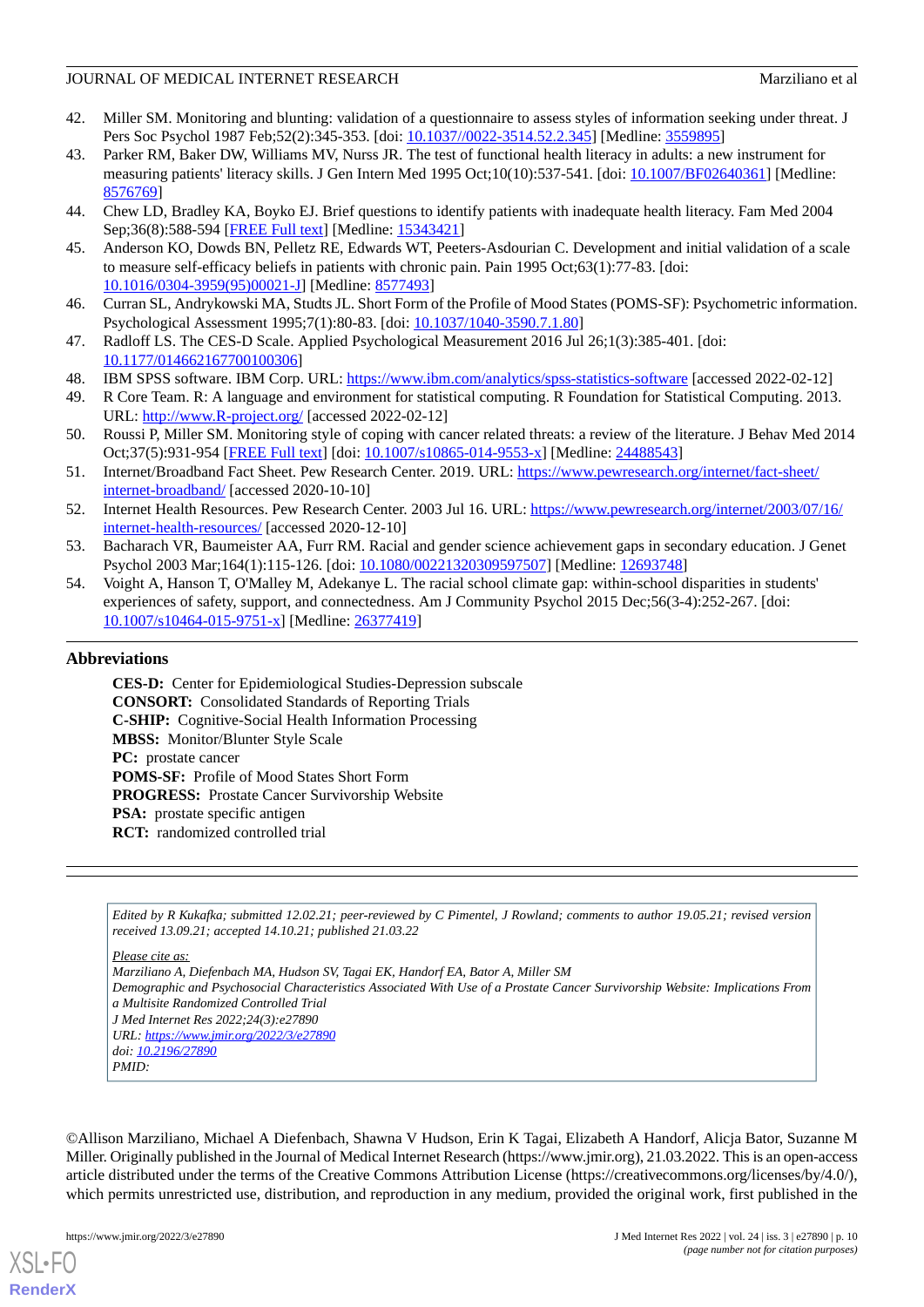42. Miller SM. Monitoring and blunting: validation of a questionnaire to assess styles of information seeking under threat. J Pers Soc Psychol 1987 Feb;52(2):345-353. [doi: 10.1037//0022-3514.52.2.345] [Medline: 3559895]
43. Parker RM, Baker DW, Williams MV, Nurss JR. The test of functional health literacy in adults: a new instrument for measuring patients' literacy skills. J Gen Intern Med 1995 Oct;10(10):537-541. [doi: 10.1007/BF02640361] [Medline: 8576769]
44. Chew LD, Bradley KA, Boyko EJ. Brief questions to identify patients with inadequate health literacy. Fam Med 2004 Sep;36(8):588-594 [FREE Full text] [Medline: 15343421]
45. Anderson KO, Dowds BN, Pelletz RE, Edwards WT, Peeters-Asdourian C. Development and initial validation of a scale to measure self-efficacy beliefs in patients with chronic pain. Pain 1995 Oct;63(1):77-83. [doi: 10.1016/0304-3959(95)00021-J] [Medline: 8577493]
46. Curran SL, Andrykowski MA, Studts JL. Short Form of the Profile of Mood States (POMS-SF): Psychometric information. Psychological Assessment 1995;7(1):80-83. [doi: 10.1037/1040-3590.7.1.80]
47. Radloff LS. The CES-D Scale. Applied Psychological Measurement 2016 Jul 26;1(3):385-401. [doi: 10.1177/014662167700100306]
48. IBM SPSS software. IBM Corp. URL: https://www.ibm.com/analytics/spss-statistics-software [accessed 2022-02-12]
49. R Core Team. R: A language and environment for statistical computing. R Foundation for Statistical Computing. 2013. URL: http://www.R-project.org/ [accessed 2022-02-12]
50. Roussi P, Miller SM. Monitoring style of coping with cancer related threats: a review of the literature. J Behav Med 2014 Oct;37(5):931-954 [FREE Full text] [doi: 10.1007/s10865-014-9553-x] [Medline: 24488543]
51. Internet/Broadband Fact Sheet. Pew Research Center. 2019. URL: https://www.pewresearch.org/internet/fact-sheet/internet-broadband/ [accessed 2020-10-10]
52. Internet Health Resources. Pew Research Center. 2003 Jul 16. URL: https://www.pewresearch.org/internet/2003/07/16/internet-health-resources/ [accessed 2020-12-10]
53. Bacharach VR, Baumeister AA, Furr RM. Racial and gender science achievement gaps in secondary education. J Genet Psychol 2003 Mar;164(1):115-126. [doi: 10.1080/00221320309597507] [Medline: 12693748]
54. Voight A, Hanson T, O'Malley M, Adekanye L. The racial school climate gap: within-school disparities in students' experiences of safety, support, and connectedness. Am J Community Psychol 2015 Dec;56(3-4):252-267. [doi: 10.1007/s10464-015-9751-x] [Medline: 26377419]

## Abbreviations

**CES-D:** Center for Epidemiological Studies-Depression subscale
**CONSORT:** Consolidated Standards of Reporting Trials
**C-SHIP:** Cognitive-Social Health Information Processing
**MBSS:** Monitor/Blunter Style Scale
**PC:** prostate cancer
**POMS-SF:** Profile of Mood States Short Form
**PROGRESS:** Prostate Cancer Survivorship Website
**PSA:** prostate specific antigen
**RCT:** randomized controlled trial

*Edited by R Kukafka; submitted 12.02.21; peer-reviewed by C Pimentel, J Rowland; comments to author 19.05.21; revised version received 13.09.21; accepted 14.10.21; published 21.03.22*

*Please cite as:*
*Marziliano A, Diefenbach MA, Hudson SV, Tagai EK, Handorf EA, Bator A, Miller SM*
*Demographic and Psychosocial Characteristics Associated With Use of a Prostate Cancer Survivorship Website: Implications From a Multisite Randomized Controlled Trial*
*J Med Internet Res 2022;24(3):e27890*
*URL: https://www.jmir.org/2022/3/e27890*
*doi: 10.2196/27890*
*PMID:*

©Allison Marziliano, Michael A Diefenbach, Shawna V Hudson, Erin K Tagai, Elizabeth A Handorf, Alicja Bator, Suzanne M Miller. Originally published in the Journal of Medical Internet Research (https://www.jmir.org), 21.03.2022. This is an open-access article distributed under the terms of the Creative Commons Attribution License (https://creativecommons.org/licenses/by/4.0/), which permits unrestricted use, distribution, and reproduction in any medium, provided the original work, first published in the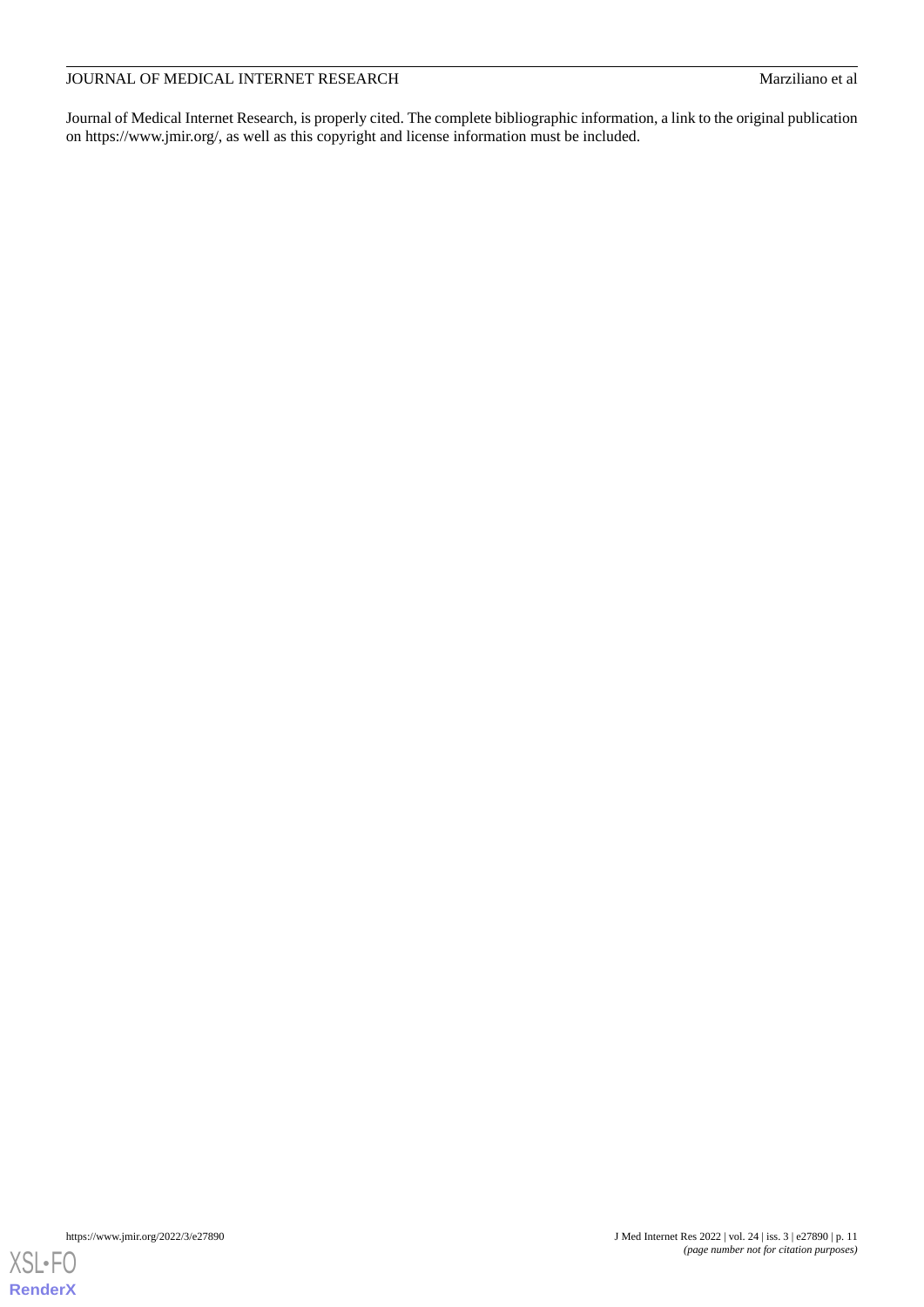Journal of Medical Internet Research, is properly cited. The complete bibliographic information, a link to the original publication on https://www.jmir.org/, as well as this copyright and license information must be included.